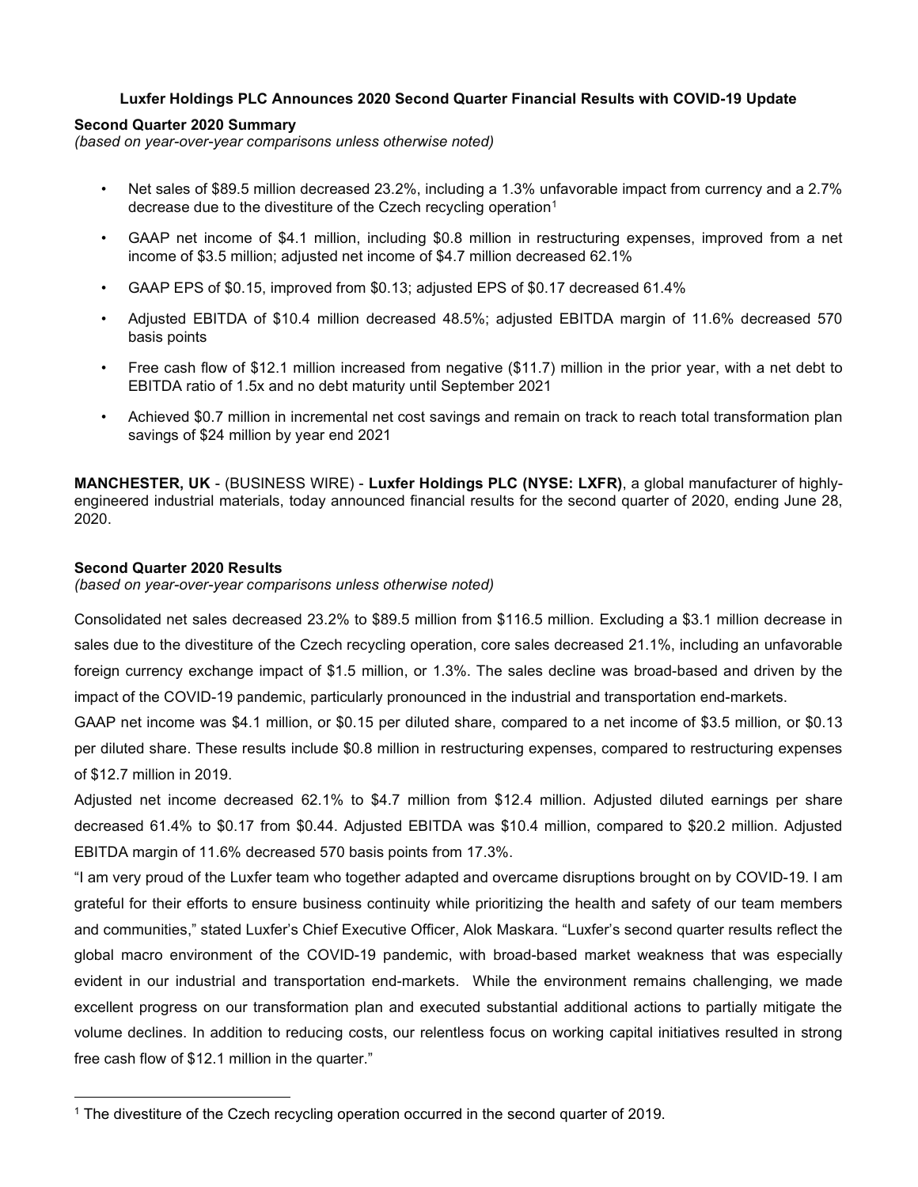# Luxfer Holdings PLC Announces 2020 Second Quarter Financial Results with COVID-19 Update

## Second Quarter 2020 Summary

*(based on year-over-year comparisons unless otherwise noted)*

- Net sales of $89.5 million decreased 23.2%, including a 1.3% unfavorable impact from currency and a 2.7% decrease due to the divestiture of the Czech recycling operation[1]
- GAAP net income of $4.1 million, including $0.8 million in restructuring expenses, improved from a net income of $3.5 million; adjusted net income of $4.7 million decreased 62.1%
- GAAP EPS of $0.15, improved from $0.13; adjusted EPS of $0.17 decreased 61.4%
- Adjusted EBITDA of $10.4 million decreased 48.5%; adjusted EBITDA margin of 11.6% decreased 570 basis points
- Free cash flow of $12.1 million increased from negative ($11.7) million in the prior year, with a net debt to EBITDA ratio of 1.5x and no debt maturity until September 2021
- Achieved $0.7 million in incremental net cost savings and remain on track to reach total transformation plan savings of $24 million by year end 2021

**MANCHESTER, UK** - (BUSINESS WIRE) - **Luxfer Holdings PLC (NYSE: LXFR)**, a global manufacturer of highly-engineered industrial materials, today announced financial results for the second quarter of 2020, ending June 28, 2020.

## Second Quarter 2020 Results

*(based on year-over-year comparisons unless otherwise noted)*

Consolidated net sales decreased 23.2% to $89.5 million from $116.5 million. Excluding a $3.1 million decrease in sales due to the divestiture of the Czech recycling operation, core sales decreased 21.1%, including an unfavorable foreign currency exchange impact of $1.5 million, or 1.3%. The sales decline was broad-based and driven by the impact of the COVID-19 pandemic, particularly pronounced in the industrial and transportation end-markets.

GAAP net income was $4.1 million, or $0.15 per diluted share, compared to a net income of $3.5 million, or $0.13 per diluted share. These results include $0.8 million in restructuring expenses, compared to restructuring expenses of $12.7 million in 2019.

Adjusted net income decreased 62.1% to $4.7 million from $12.4 million. Adjusted diluted earnings per share decreased 61.4% to $0.17 from $0.44. Adjusted EBITDA was $10.4 million, compared to $20.2 million. Adjusted EBITDA margin of 11.6% decreased 570 basis points from 17.3%.

"I am very proud of the Luxfer team who together adapted and overcame disruptions brought on by COVID-19. I am grateful for their efforts to ensure business continuity while prioritizing the health and safety of our team members and communities," stated Luxfer's Chief Executive Officer, Alok Maskara. "Luxfer's second quarter results reflect the global macro environment of the COVID-19 pandemic, with broad-based market weakness that was especially evident in our industrial and transportation end-markets. While the environment remains challenging, we made excellent progress on our transformation plan and executed substantial additional actions to partially mitigate the volume declines. In addition to reducing costs, our relentless focus on working capital initiatives resulted in strong free cash flow of $12.1 million in the quarter."

---

[1] The divestiture of the Czech recycling operation occurred in the second quarter of 2019.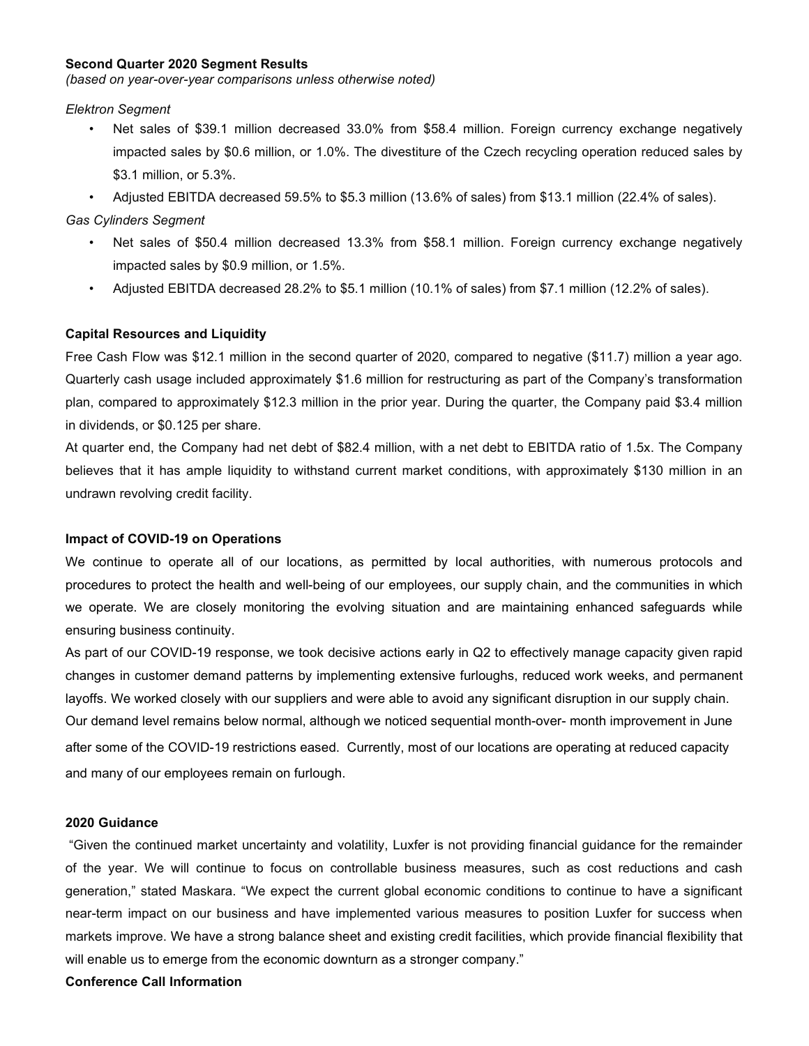**Second Quarter 2020 Segment Results**

*(based on year-over-year comparisons unless otherwise noted)*

*Elektron Segment*

- Net sales of $39.1 million decreased 33.0% from $58.4 million. Foreign currency exchange negatively impacted sales by $0.6 million, or 1.0%. The divestiture of the Czech recycling operation reduced sales by $3.1 million, or 5.3%.
- Adjusted EBITDA decreased 59.5% to $5.3 million (13.6% of sales) from $13.1 million (22.4% of sales).

*Gas Cylinders Segment*

- Net sales of $50.4 million decreased 13.3% from $58.1 million. Foreign currency exchange negatively impacted sales by $0.9 million, or 1.5%.
- Adjusted EBITDA decreased 28.2% to $5.1 million (10.1% of sales) from $7.1 million (12.2% of sales).

**Capital Resources and Liquidity**

Free Cash Flow was $12.1 million in the second quarter of 2020, compared to negative ($11.7) million a year ago. Quarterly cash usage included approximately $1.6 million for restructuring as part of the Company's transformation plan, compared to approximately $12.3 million in the prior year. During the quarter, the Company paid $3.4 million in dividends, or $0.125 per share.

At quarter end, the Company had net debt of $82.4 million, with a net debt to EBITDA ratio of 1.5x. The Company believes that it has ample liquidity to withstand current market conditions, with approximately $130 million in an undrawn revolving credit facility.

**Impact of COVID-19 on Operations**

We continue to operate all of our locations, as permitted by local authorities, with numerous protocols and procedures to protect the health and well-being of our employees, our supply chain, and the communities in which we operate. We are closely monitoring the evolving situation and are maintaining enhanced safeguards while ensuring business continuity.

As part of our COVID-19 response, we took decisive actions early in Q2 to effectively manage capacity given rapid changes in customer demand patterns by implementing extensive furloughs, reduced work weeks, and permanent layoffs. We worked closely with our suppliers and were able to avoid any significant disruption in our supply chain. Our demand level remains below normal, although we noticed sequential month-over- month improvement in June after some of the COVID-19 restrictions eased. Currently, most of our locations are operating at reduced capacity and many of our employees remain on furlough.

**2020 Guidance**

"Given the continued market uncertainty and volatility, Luxfer is not providing financial guidance for the remainder of the year. We will continue to focus on controllable business measures, such as cost reductions and cash generation," stated Maskara. "We expect the current global economic conditions to continue to have a significant near-term impact on our business and have implemented various measures to position Luxfer for success when markets improve. We have a strong balance sheet and existing credit facilities, which provide financial flexibility that will enable us to emerge from the economic downturn as a stronger company."

**Conference Call Information**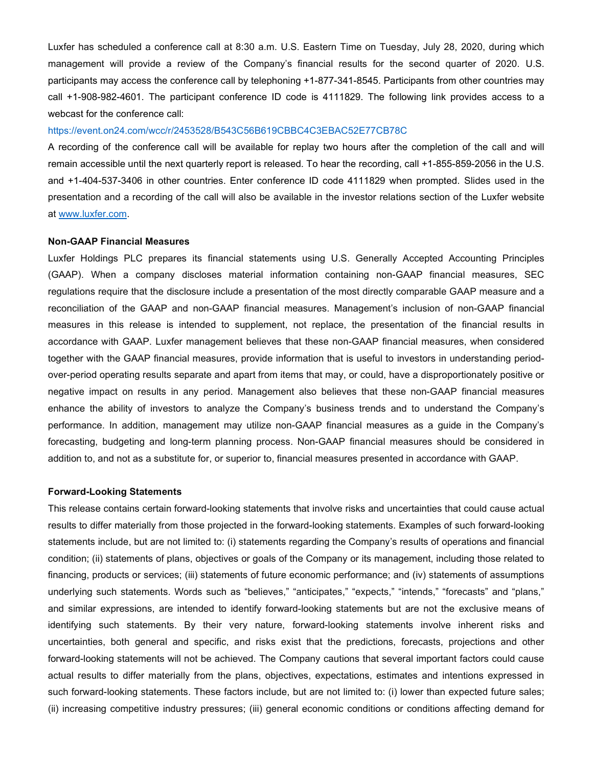Luxfer has scheduled a conference call at 8:30 a.m. U.S. Eastern Time on Tuesday, July 28, 2020, during which management will provide a review of the Company's financial results for the second quarter of 2020. U.S. participants may access the conference call by telephoning +1-877-341-8545. Participants from other countries may call +1-908-982-4601. The participant conference ID code is 4111829. The following link provides access to a webcast for the conference call:

https://event.on24.com/wcc/r/2453528/B543C56B619CBBC4C3EBAC52E77CB78C

A recording of the conference call will be available for replay two hours after the completion of the call and will remain accessible until the next quarterly report is released. To hear the recording, call +1-855-859-2056 in the U.S. and +1-404-537-3406 in other countries. Enter conference ID code 4111829 when prompted. Slides used in the presentation and a recording of the call will also be available in the investor relations section of the Luxfer website at www.luxfer.com.

**Non-GAAP Financial Measures**

Luxfer Holdings PLC prepares its financial statements using U.S. Generally Accepted Accounting Principles (GAAP). When a company discloses material information containing non-GAAP financial measures, SEC regulations require that the disclosure include a presentation of the most directly comparable GAAP measure and a reconciliation of the GAAP and non-GAAP financial measures. Management's inclusion of non-GAAP financial measures in this release is intended to supplement, not replace, the presentation of the financial results in accordance with GAAP. Luxfer management believes that these non-GAAP financial measures, when considered together with the GAAP financial measures, provide information that is useful to investors in understanding period-over-period operating results separate and apart from items that may, or could, have a disproportionately positive or negative impact on results in any period. Management also believes that these non-GAAP financial measures enhance the ability of investors to analyze the Company's business trends and to understand the Company's performance. In addition, management may utilize non-GAAP financial measures as a guide in the Company's forecasting, budgeting and long-term planning process. Non-GAAP financial measures should be considered in addition to, and not as a substitute for, or superior to, financial measures presented in accordance with GAAP.

**Forward-Looking Statements**

This release contains certain forward-looking statements that involve risks and uncertainties that could cause actual results to differ materially from those projected in the forward-looking statements. Examples of such forward-looking statements include, but are not limited to: (i) statements regarding the Company's results of operations and financial condition; (ii) statements of plans, objectives or goals of the Company or its management, including those related to financing, products or services; (iii) statements of future economic performance; and (iv) statements of assumptions underlying such statements. Words such as "believes," "anticipates," "expects," "intends," "forecasts" and "plans," and similar expressions, are intended to identify forward-looking statements but are not the exclusive means of identifying such statements. By their very nature, forward-looking statements involve inherent risks and uncertainties, both general and specific, and risks exist that the predictions, forecasts, projections and other forward-looking statements will not be achieved. The Company cautions that several important factors could cause actual results to differ materially from the plans, objectives, expectations, estimates and intentions expressed in such forward-looking statements. These factors include, but are not limited to: (i) lower than expected future sales; (ii) increasing competitive industry pressures; (iii) general economic conditions or conditions affecting demand for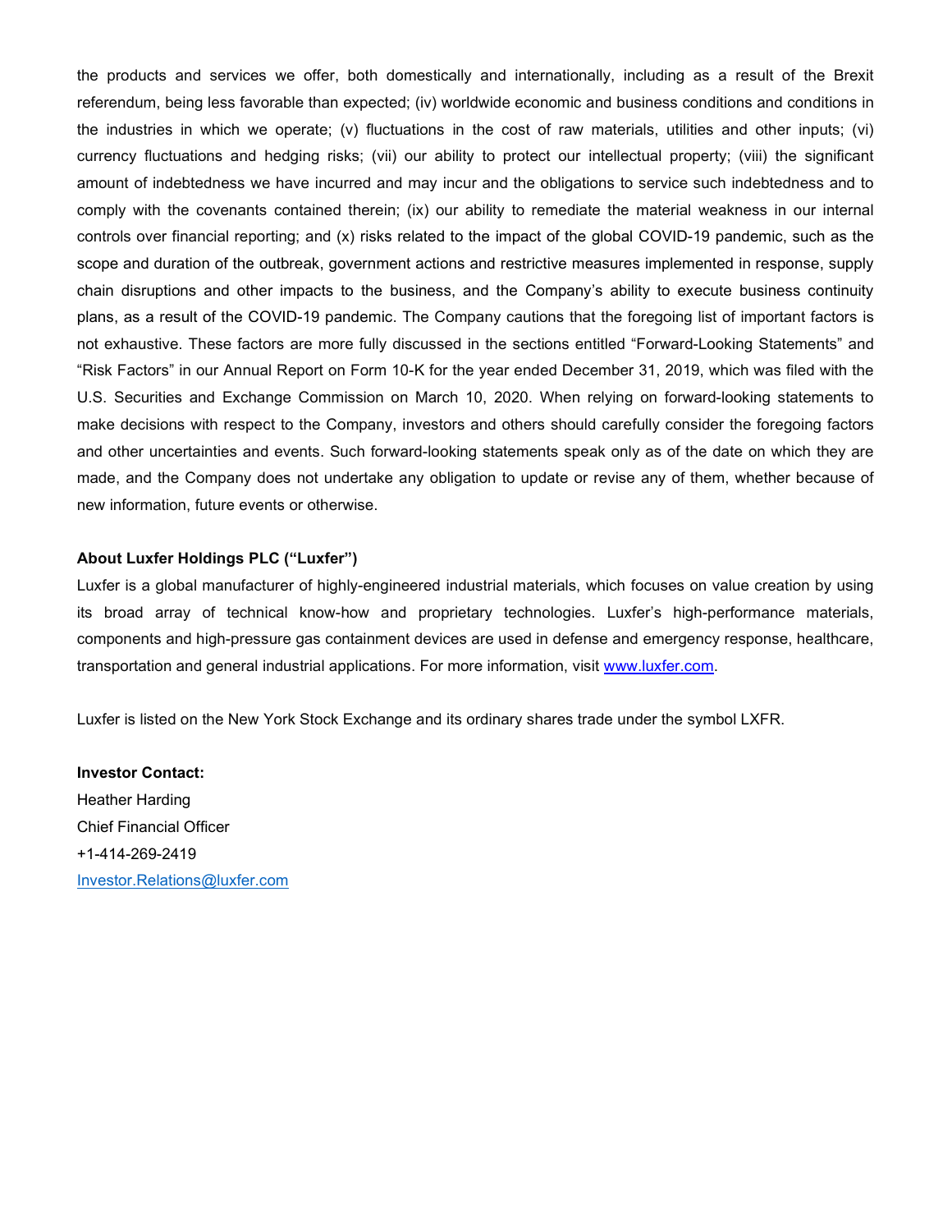the products and services we offer, both domestically and internationally, including as a result of the Brexit referendum, being less favorable than expected; (iv) worldwide economic and business conditions and conditions in the industries in which we operate; (v) fluctuations in the cost of raw materials, utilities and other inputs; (vi) currency fluctuations and hedging risks; (vii) our ability to protect our intellectual property; (viii) the significant amount of indebtedness we have incurred and may incur and the obligations to service such indebtedness and to comply with the covenants contained therein; (ix) our ability to remediate the material weakness in our internal controls over financial reporting; and (x) risks related to the impact of the global COVID-19 pandemic, such as the scope and duration of the outbreak, government actions and restrictive measures implemented in response, supply chain disruptions and other impacts to the business, and the Company's ability to execute business continuity plans, as a result of the COVID-19 pandemic. The Company cautions that the foregoing list of important factors is not exhaustive. These factors are more fully discussed in the sections entitled "Forward-Looking Statements" and "Risk Factors" in our Annual Report on Form 10-K for the year ended December 31, 2019, which was filed with the U.S. Securities and Exchange Commission on March 10, 2020. When relying on forward-looking statements to make decisions with respect to the Company, investors and others should carefully consider the foregoing factors and other uncertainties and events. Such forward-looking statements speak only as of the date on which they are made, and the Company does not undertake any obligation to update or revise any of them, whether because of new information, future events or otherwise.

**About Luxfer Holdings PLC ("Luxfer")**

Luxfer is a global manufacturer of highly-engineered industrial materials, which focuses on value creation by using its broad array of technical know-how and proprietary technologies. Luxfer's high-performance materials, components and high-pressure gas containment devices are used in defense and emergency response, healthcare, transportation and general industrial applications. For more information, visit [www.luxfer.com](http://www.luxfer.com).

Luxfer is listed on the New York Stock Exchange and its ordinary shares trade under the symbol LXFR.

**Investor Contact:**
Heather Harding
Chief Financial Officer
+1-414-269-2419
[Investor.Relations@luxfer.com](mailto:Investor.Relations@luxfer.com)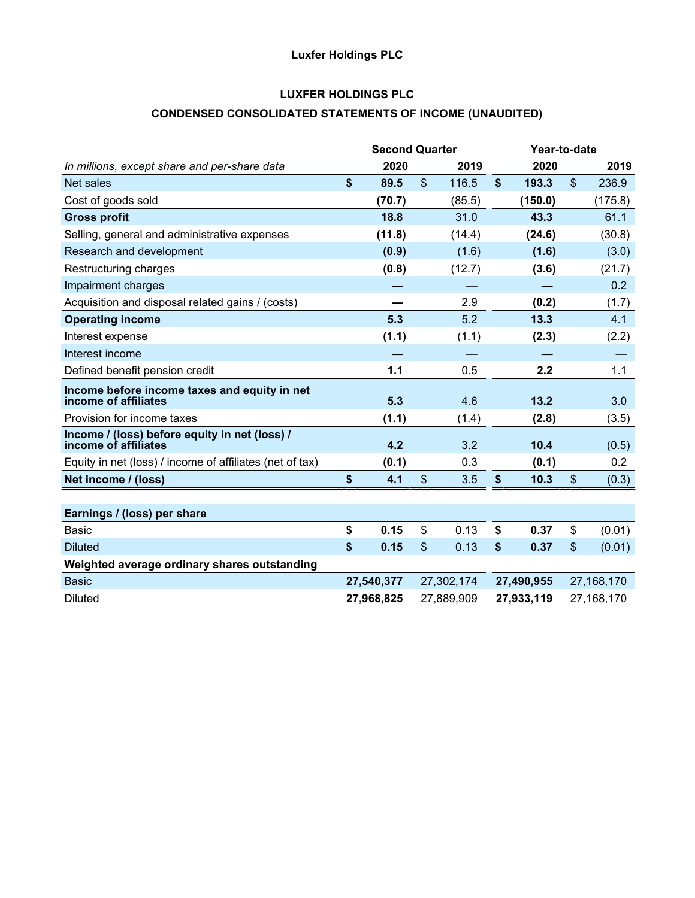Luxfer Holdings PLC

## LUXFER HOLDINGS PLC

## CONDENSED CONSOLIDATED STATEMENTS OF INCOME (UNAUDITED)

| | Second Quarter | | Year-to-date | |
|---|---|---|---|---|
| *In millions, except share and per-share data* | **2020** | **2019** | **2020** | **2019** |
| Net sales | **$ 89.5** | $ 116.5 | **$ 193.3** | $ 236.9 |
| Cost of goods sold | **(70.7)** | (85.5) | **(150.0)** | (175.8) |
| **Gross profit** | **18.8** | 31.0 | **43.3** | 61.1 |
| Selling, general and administrative expenses | **(11.8)** | (14.4) | **(24.6)** | (30.8) |
| Research and development | **(0.9)** | (1.6) | **(1.6)** | (3.0) |
| Restructuring charges | **(0.8)** | (12.7) | **(3.6)** | (21.7) |
| Impairment charges | **—** | — | **—** | 0.2 |
| Acquisition and disposal related gains / (costs) | **—** | 2.9 | **(0.2)** | (1.7) |
| **Operating income** | **5.3** | 5.2 | **13.3** | 4.1 |
| Interest expense | **(1.1)** | (1.1) | **(2.3)** | (2.2) |
| Interest income | **—** | — | **—** | — |
| Defined benefit pension credit | **1.1** | 0.5 | **2.2** | 1.1 |
| **Income before income taxes and equity in net income of affiliates** | **5.3** | 4.6 | **13.2** | 3.0 |
| Provision for income taxes | **(1.1)** | (1.4) | **(2.8)** | (3.5) |
| **Income / (loss) before equity in net (loss) / income of affiliates** | **4.2** | 3.2 | **10.4** | (0.5) |
| Equity in net (loss) / income of affiliates (net of tax) | **(0.1)** | 0.3 | **(0.1)** | 0.2 |
| **Net income / (loss)** | **$ 4.1** | $ 3.5 | **$ 10.3** | $ (0.3) |
| | | | | |
| **Earnings / (loss) per share** | | | | |
| Basic | **$ 0.15** | $ 0.13 | **$ 0.37** | $ (0.01) |
| Diluted | **$ 0.15** | $ 0.13 | **$ 0.37** | $ (0.01) |
| **Weighted average ordinary shares outstanding** | | | | |
| Basic | **27,540,377** | 27,302,174 | **27,490,955** | 27,168,170 |
| Diluted | **27,968,825** | 27,889,909 | **27,933,119** | 27,168,170 |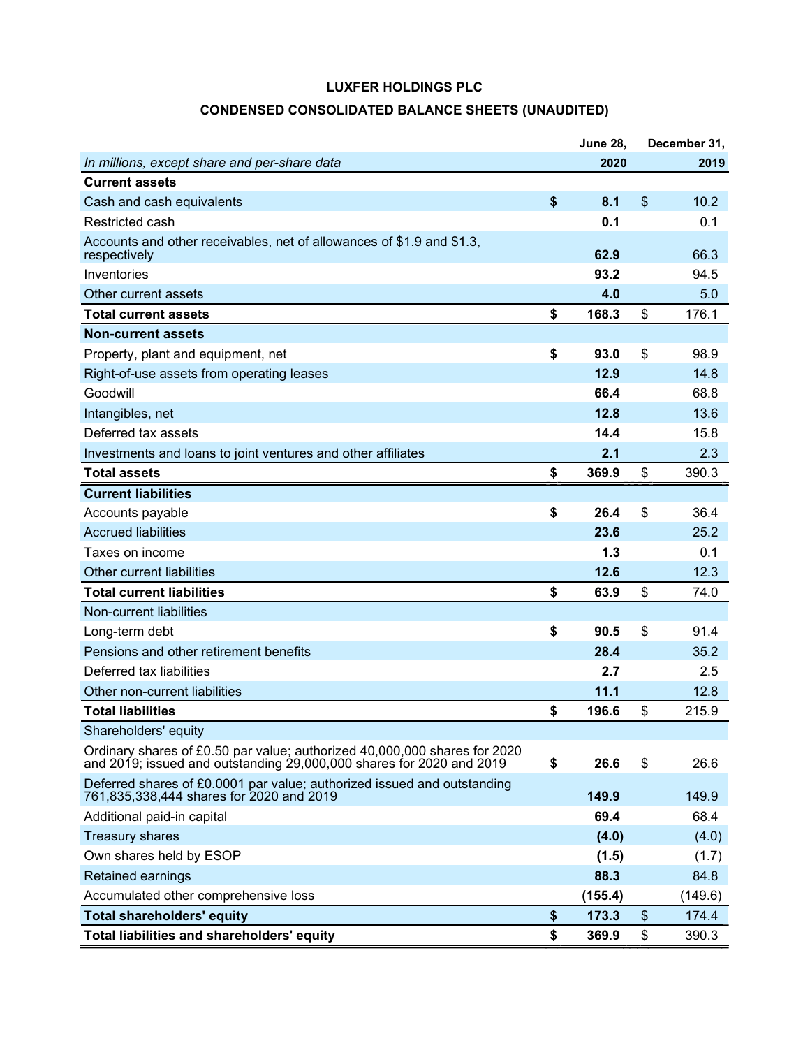# LUXFER HOLDINGS PLC

## CONDENSED CONSOLIDATED BALANCE SHEETS (UNAUDITED)

| *In millions, except share and per-share data* | June 28, 2020 | December 31, 2019 |
|---|---|---|
| **Current assets** | | |
| Cash and cash equivalents | **$ 8.1** | $ 10.2 |
| Restricted cash | **0.1** | 0.1 |
| Accounts and other receivables, net of allowances of $1.9 and $1.3, respectively | **62.9** | 66.3 |
| Inventories | **93.2** | 94.5 |
| Other current assets | **4.0** | 5.0 |
| **Total current assets** | **$ 168.3** | $ 176.1 |
| **Non-current assets** | | |
| Property, plant and equipment, net | **$ 93.0** | $ 98.9 |
| Right-of-use assets from operating leases | **12.9** | 14.8 |
| Goodwill | **66.4** | 68.8 |
| Intangibles, net | **12.8** | 13.6 |
| Deferred tax assets | **14.4** | 15.8 |
| Investments and loans to joint ventures and other affiliates | **2.1** | 2.3 |
| **Total assets** | **$ 369.9** | $ 390.3 |
| **Current liabilities** | | |
| Accounts payable | **$ 26.4** | $ 36.4 |
| Accrued liabilities | **23.6** | 25.2 |
| Taxes on income | **1.3** | 0.1 |
| Other current liabilities | **12.6** | 12.3 |
| **Total current liabilities** | **$ 63.9** | $ 74.0 |
| Non-current liabilities | | |
| Long-term debt | **$ 90.5** | $ 91.4 |
| Pensions and other retirement benefits | **28.4** | 35.2 |
| Deferred tax liabilities | **2.7** | 2.5 |
| Other non-current liabilities | **11.1** | 12.8 |
| **Total liabilities** | **$ 196.6** | $ 215.9 |
| Shareholders' equity | | |
| Ordinary shares of £0.50 par value; authorized 40,000,000 shares for 2020 and 2019; issued and outstanding 29,000,000 shares for 2020 and 2019 | **$ 26.6** | $ 26.6 |
| Deferred shares of £0.0001 par value; authorized issued and outstanding 761,835,338,444 shares for 2020 and 2019 | **149.9** | 149.9 |
| Additional paid-in capital | **69.4** | 68.4 |
| Treasury shares | **(4.0)** | (4.0) |
| Own shares held by ESOP | **(1.5)** | (1.7) |
| Retained earnings | **88.3** | 84.8 |
| Accumulated other comprehensive loss | **(155.4)** | (149.6) |
| **Total shareholders' equity** | **$ 173.3** | $ 174.4 |
| **Total liabilities and shareholders' equity** | **$ 369.9** | $ 390.3 |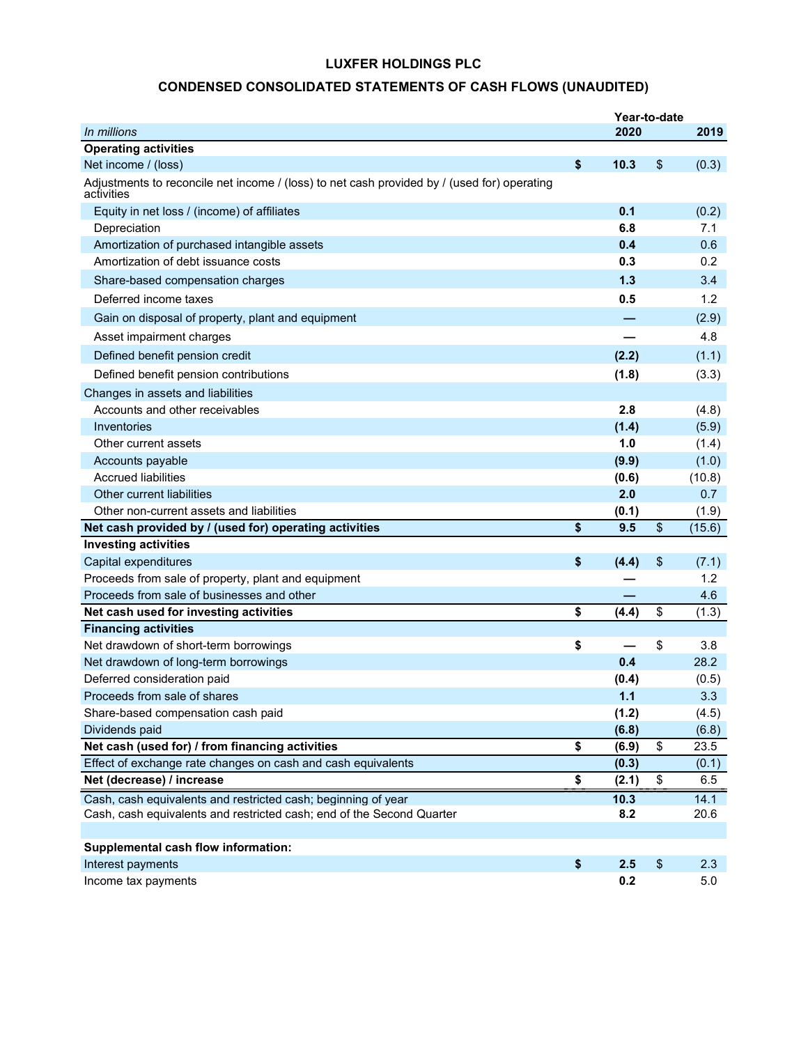# LUXFER HOLDINGS PLC

## CONDENSED CONSOLIDATED STATEMENTS OF CASH FLOWS (UNAUDITED)

| *In millions* | Year-to-date 2020 | 2019 |
|---|---|---|
| **Operating activities** | | |
| Net income / (loss) | **$ 10.3** | $ (0.3) |
| Adjustments to reconcile net income / (loss) to net cash provided by / (used for) operating activities | | |
| Equity in net loss / (income) of affiliates | **0.1** | (0.2) |
| Depreciation | **6.8** | 7.1 |
| Amortization of purchased intangible assets | **0.4** | 0.6 |
| Amortization of debt issuance costs | **0.3** | 0.2 |
| Share-based compensation charges | **1.3** | 3.4 |
| Deferred income taxes | **0.5** | 1.2 |
| Gain on disposal of property, plant and equipment | **—** | (2.9) |
| Asset impairment charges | **—** | 4.8 |
| Defined benefit pension credit | **(2.2)** | (1.1) |
| Defined benefit pension contributions | **(1.8)** | (3.3) |
| Changes in assets and liabilities | | |
| Accounts and other receivables | **2.8** | (4.8) |
| Inventories | **(1.4)** | (5.9) |
| Other current assets | **1.0** | (1.4) |
| Accounts payable | **(9.9)** | (1.0) |
| Accrued liabilities | **(0.6)** | (10.8) |
| Other current liabilities | **2.0** | 0.7 |
| Other non-current assets and liabilities | **(0.1)** | (1.9) |
| **Net cash provided by / (used for) operating activities** | **$ 9.5** | $ (15.6) |
| **Investing activities** | | |
| Capital expenditures | **$ (4.4)** | $ (7.1) |
| Proceeds from sale of property, plant and equipment | **—** | 1.2 |
| Proceeds from sale of businesses and other | **—** | 4.6 |
| **Net cash used for investing activities** | **$ (4.4)** | $ (1.3) |
| **Financing activities** | | |
| Net drawdown of short-term borrowings | **$ —** | $ 3.8 |
| Net drawdown of long-term borrowings | **0.4** | 28.2 |
| Deferred consideration paid | **(0.4)** | (0.5) |
| Proceeds from sale of shares | **1.1** | 3.3 |
| Share-based compensation cash paid | **(1.2)** | (4.5) |
| Dividends paid | **(6.8)** | (6.8) |
| **Net cash (used for) / from financing activities** | **$ (6.9)** | $ 23.5 |
| Effect of exchange rate changes on cash and cash equivalents | **(0.3)** | (0.1) |
| **Net (decrease) / increase** | **$ (2.1)** | $ 6.5 |
| Cash, cash equivalents and restricted cash; beginning of year | **10.3** | 14.1 |
| Cash, cash equivalents and restricted cash; end of the Second Quarter | **8.2** | 20.6 |
| | | |
| **Supplemental cash flow information:** | | |
| Interest payments | **$ 2.5** | $ 2.3 |
| Income tax payments | **0.2** | 5.0 |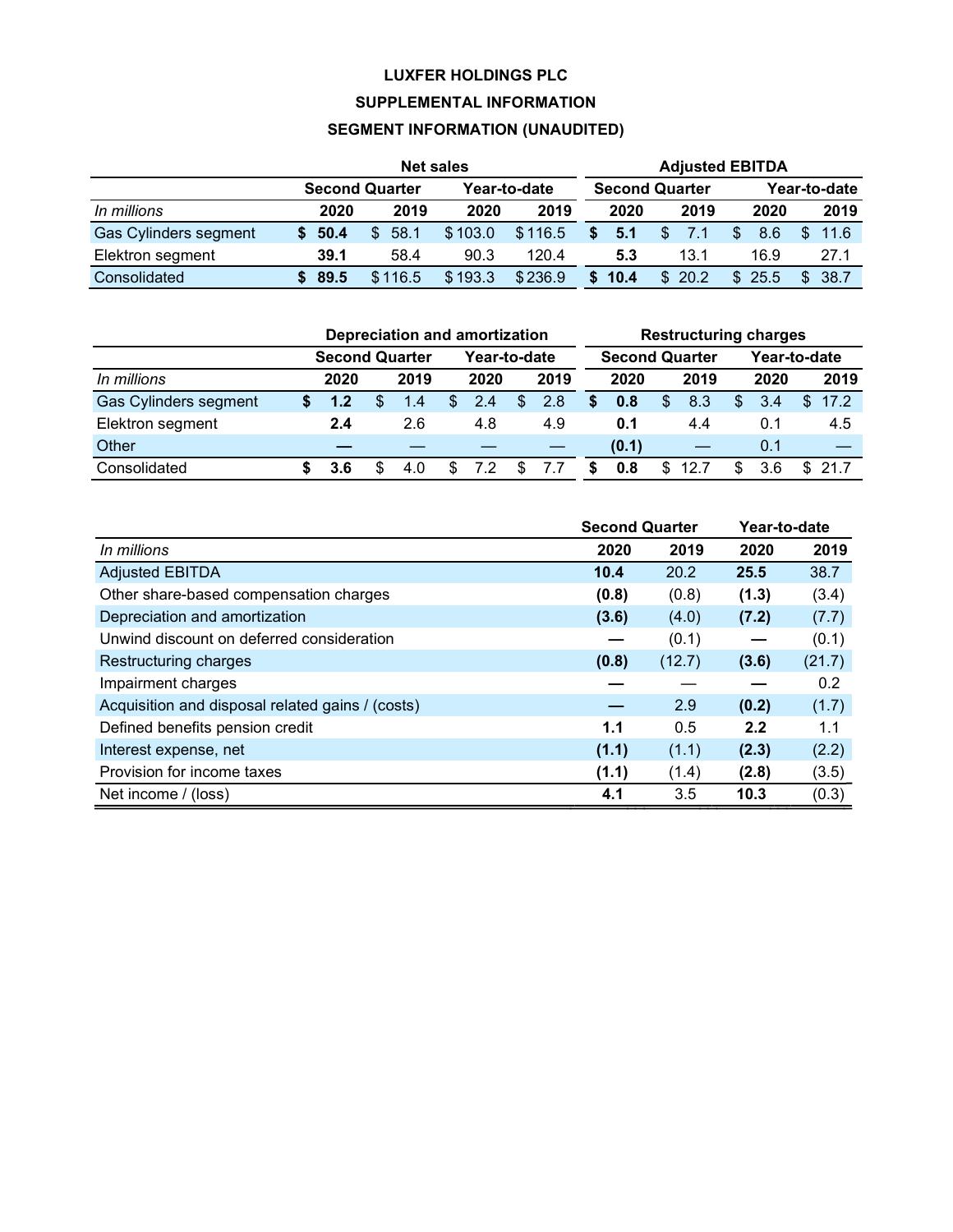# LUXFER HOLDINGS PLC

## SUPPLEMENTAL INFORMATION

## SEGMENT INFORMATION (UNAUDITED)

| | Net sales | | | | Adjusted EBITDA | | | |
|---|---|---|---|---|---|---|---|---|
| | Second Quarter | | Year-to-date | | Second Quarter | | Year-to-date | |
| *In millions* | **2020** | 2019 | 2020 | 2019 | **2020** | 2019 | 2020 | 2019 |
| Gas Cylinders segment | **$ 50.4** | $ 58.1 | $ 103.0 | $ 116.5 | **$ 5.1** | $ 7.1 | $ 8.6 | $ 11.6 |
| Elektron segment | **39.1** | 58.4 | 90.3 | 120.4 | **5.3** | 13.1 | 16.9 | 27.1 |
| Consolidated | **$ 89.5** | $ 116.5 | $ 193.3 | $ 236.9 | **$ 10.4** | $ 20.2 | $ 25.5 | $ 38.7 |

| | Depreciation and amortization | | | | Restructuring charges | | | |
|---|---|---|---|---|---|---|---|---|
| | Second Quarter | | Year-to-date | | Second Quarter | | Year-to-date | |
| *In millions* | **2020** | 2019 | 2020 | 2019 | **2020** | 2019 | 2020 | 2019 |
| Gas Cylinders segment | **$ 1.2** | $ 1.4 | $ 2.4 | $ 2.8 | **$ 0.8** | $ 8.3 | $ 3.4 | $ 17.2 |
| Elektron segment | **2.4** | 2.6 | 4.8 | 4.9 | **0.1** | 4.4 | 0.1 | 4.5 |
| Other | **—** | — | — | — | **(0.1)** | — | 0.1 | — |
| Consolidated | **$ 3.6** | $ 4.0 | $ 7.2 | $ 7.7 | **$ 0.8** | $ 12.7 | $ 3.6 | $ 21.7 |

| | Second Quarter | | Year-to-date | |
|---|---|---|---|---|
| *In millions* | **2020** | 2019 | **2020** | 2019 |
| Adjusted EBITDA | **10.4** | 20.2 | **25.5** | 38.7 |
| Other share-based compensation charges | **(0.8)** | (0.8) | **(1.3)** | (3.4) |
| Depreciation and amortization | **(3.6)** | (4.0) | **(7.2)** | (7.7) |
| Unwind discount on deferred consideration | **—** | (0.1) | **—** | (0.1) |
| Restructuring charges | **(0.8)** | (12.7) | **(3.6)** | (21.7) |
| Impairment charges | **—** | — | **—** | 0.2 |
| Acquisition and disposal related gains / (costs) | **—** | 2.9 | **(0.2)** | (1.7) |
| Defined benefits pension credit | **1.1** | 0.5 | **2.2** | 1.1 |
| Interest expense, net | **(1.1)** | (1.1) | **(2.3)** | (2.2) |
| Provision for income taxes | **(1.1)** | (1.4) | **(2.8)** | (3.5) |
| Net income / (loss) | **4.1** | 3.5 | **10.3** | (0.3) |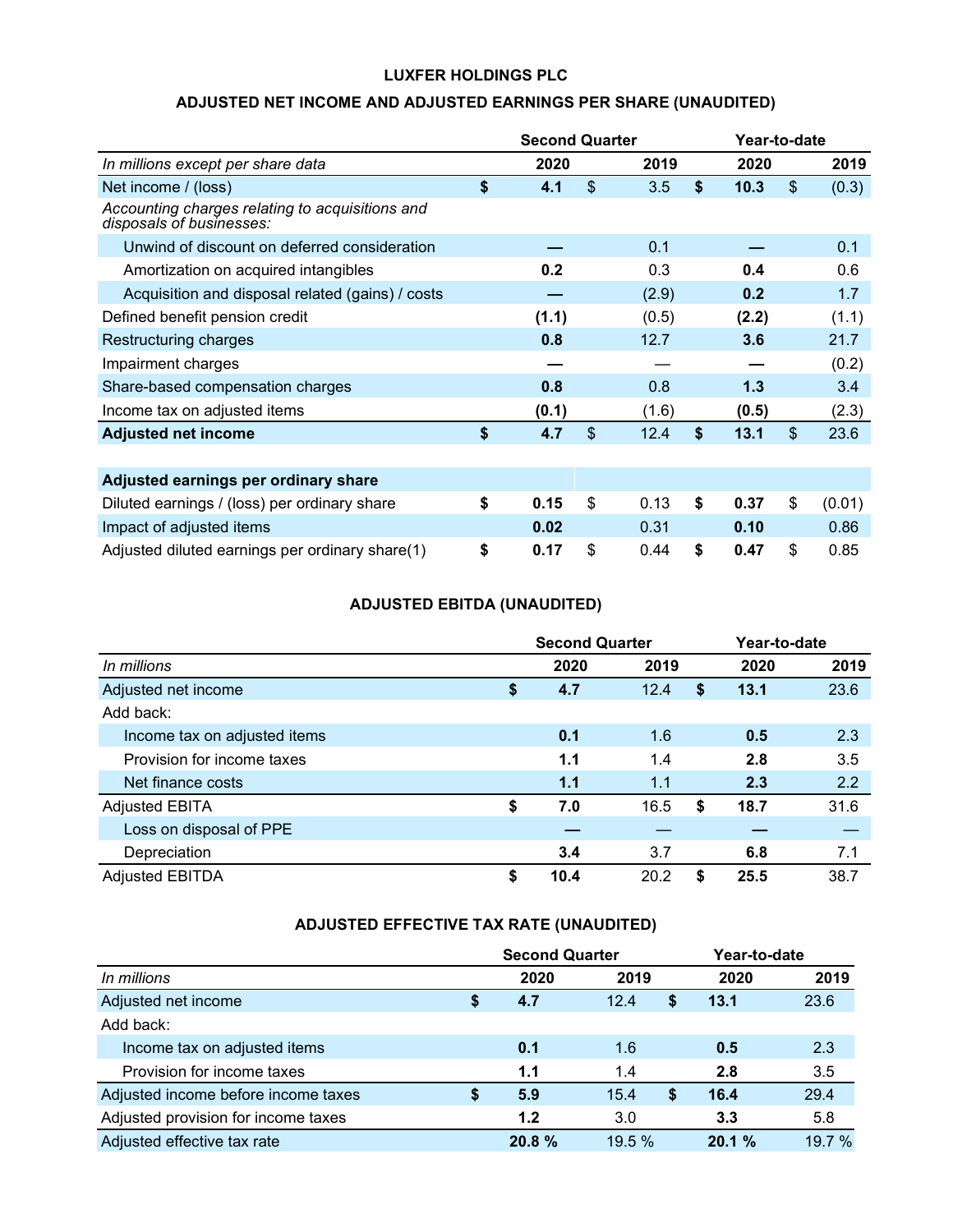**LUXFER HOLDINGS PLC**

**ADJUSTED NET INCOME AND ADJUSTED EARNINGS PER SHARE (UNAUDITED)**

| | Second Quarter | | Year-to-date | |
|---|---|---|---|---|
| *In millions except per share data* | **2020** | **2019** | **2020** | **2019** |
| Net income / (loss) | **$ 4.1** | $ 3.5 | **$ 10.3** | $ (0.3) |
| *Accounting charges relating to acquisitions and disposals of businesses:* | | | | |
| Unwind of discount on deferred consideration | **—** | 0.1 | **—** | 0.1 |
| Amortization on acquired intangibles | **0.2** | 0.3 | **0.4** | 0.6 |
| Acquisition and disposal related (gains) / costs | **—** | (2.9) | **0.2** | 1.7 |
| Defined benefit pension credit | **(1.1)** | (0.5) | **(2.2)** | (1.1) |
| Restructuring charges | **0.8** | 12.7 | **3.6** | 21.7 |
| Impairment charges | **—** | — | **—** | (0.2) |
| Share-based compensation charges | **0.8** | 0.8 | **1.3** | 3.4 |
| Income tax on adjusted items | **(0.1)** | (1.6) | **(0.5)** | (2.3) |
| **Adjusted net income** | **$ 4.7** | $ 12.4 | **$ 13.1** | $ 23.6 |
| | | | | |
| **Adjusted earnings per ordinary share** | | | | |
| Diluted earnings / (loss) per ordinary share | **$ 0.15** | $ 0.13 | **$ 0.37** | $ (0.01) |
| Impact of adjusted items | **0.02** | 0.31 | **0.10** | 0.86 |
| Adjusted diluted earnings per ordinary share(1) | **$ 0.17** | $ 0.44 | **$ 0.47** | $ 0.85 |

**ADJUSTED EBITDA (UNAUDITED)**

| | Second Quarter | | Year-to-date | |
|---|---|---|---|---|
| *In millions* | **2020** | **2019** | **2020** | **2019** |
| Adjusted net income | **$ 4.7** | 12.4 | **$ 13.1** | 23.6 |
| Add back: | | | | |
| Income tax on adjusted items | **0.1** | 1.6 | **0.5** | 2.3 |
| Provision for income taxes | **1.1** | 1.4 | **2.8** | 3.5 |
| Net finance costs | **1.1** | 1.1 | **2.3** | 2.2 |
| Adjusted EBITA | **$ 7.0** | 16.5 | **$ 18.7** | 31.6 |
| Loss on disposal of PPE | **—** | — | **—** | — |
| Depreciation | **3.4** | 3.7 | **6.8** | 7.1 |
| Adjusted EBITDA | **$ 10.4** | 20.2 | **$ 25.5** | 38.7 |

**ADJUSTED EFFECTIVE TAX RATE (UNAUDITED)**

| | Second Quarter | | Year-to-date | |
|---|---|---|---|---|
| *In millions* | **2020** | **2019** | **2020** | **2019** |
| Adjusted net income | **$ 4.7** | 12.4 | **$ 13.1** | 23.6 |
| Add back: | | | | |
| Income tax on adjusted items | **0.1** | 1.6 | **0.5** | 2.3 |
| Provision for income taxes | **1.1** | 1.4 | **2.8** | 3.5 |
| Adjusted income before income taxes | **$ 5.9** | 15.4 | **$ 16.4** | 29.4 |
| Adjusted provision for income taxes | **1.2** | 3.0 | **3.3** | 5.8 |
| Adjusted effective tax rate | **20.8 %** | 19.5 % | **20.1 %** | 19.7 % |